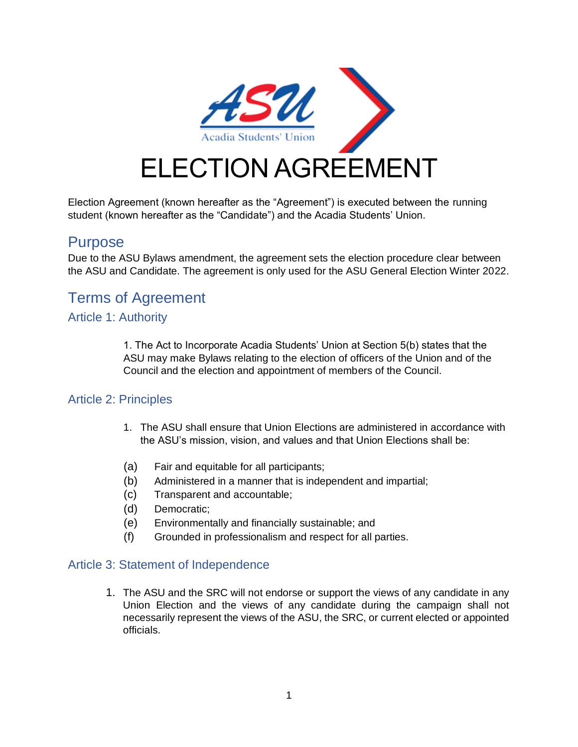# ELECTION AGREEMENT

Election Agreement (known hereafter as the "Agreement") is executed between the running student (known hereafter as the "Candidate") and the Acadia Students' Union.

## Purpose

Due to the ASU Bylaws amendment, the agreement sets the election procedure clear between the ASU and Candidate. The agreement is only used for the ASU General Election Winter 2022.

## Terms of Agreement

### Article 1: Authority

1. The Act to Incorporate Acadia Students' Union at Section 5(b) states that the ASU may make Bylaws relating to the election of officers of the Union and of the Council and the election and appointment of members of the Council.

### Article 2: Principles

1. The ASU shall ensure that Union Elections are administered in accordance with the ASU's mission, vision, and values and that Union Elections shall be:

(a) Fair and equitable for all participants;
(b) Administered in a manner that is independent and impartial;
(c) Transparent and accountable;
(d) Democratic;
(e) Environmentally and financially sustainable; and
(f) Grounded in professionalism and respect for all parties.

### Article 3: Statement of Independence

1. The ASU and the SRC will not endorse or support the views of any candidate in any Union Election and the views of any candidate during the campaign shall not necessarily represent the views of the ASU, the SRC, or current elected or appointed officials.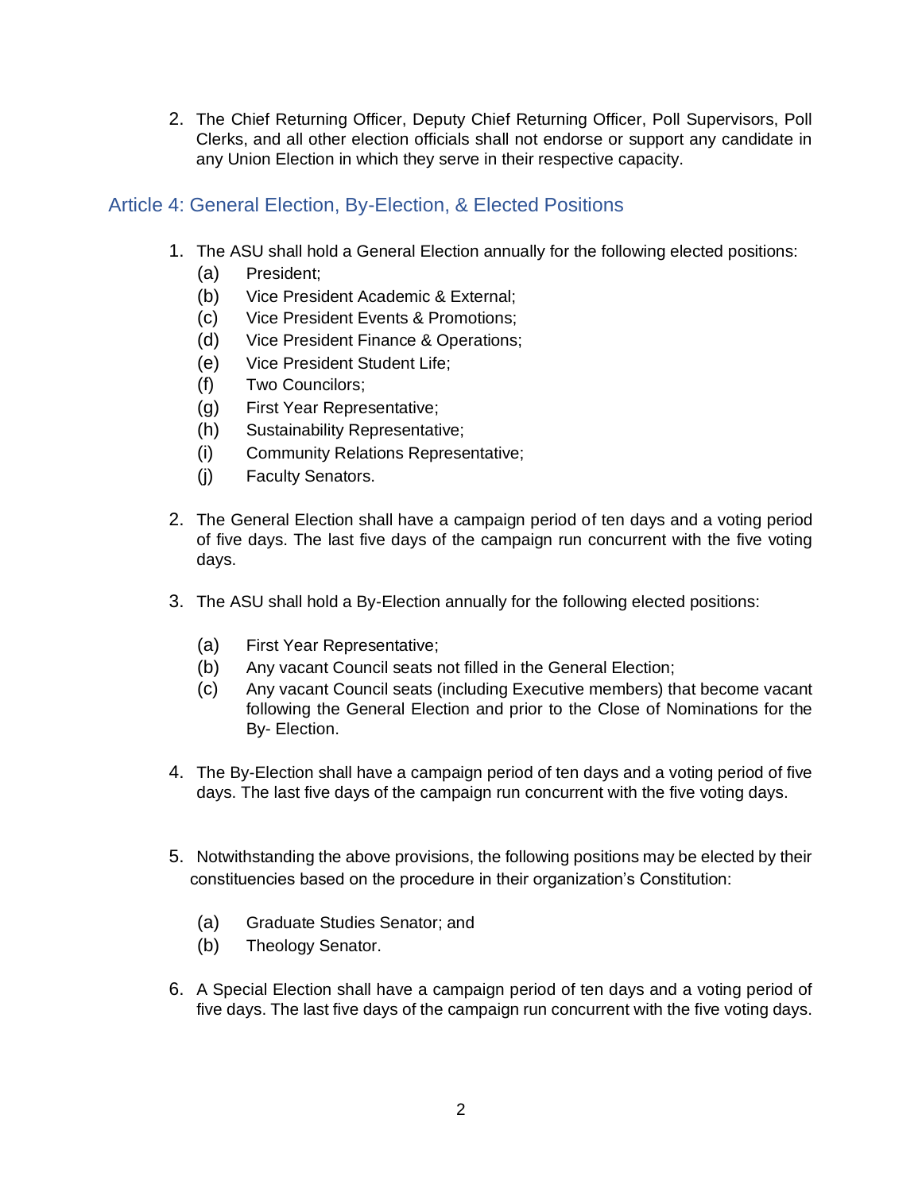2. The Chief Returning Officer, Deputy Chief Returning Officer, Poll Supervisors, Poll Clerks, and all other election officials shall not endorse or support any candidate in any Union Election in which they serve in their respective capacity.

## Article 4: General Election, By-Election, & Elected Positions

1. The ASU shall hold a General Election annually for the following elected positions:
   (a) President;
   (b) Vice President Academic & External;
   (c) Vice President Events & Promotions;
   (d) Vice President Finance & Operations;
   (e) Vice President Student Life;
   (f) Two Councilors;
   (g) First Year Representative;
   (h) Sustainability Representative;
   (i) Community Relations Representative;
   (j) Faculty Senators.

2. The General Election shall have a campaign period of ten days and a voting period of five days. The last five days of the campaign run concurrent with the five voting days.

3. The ASU shall hold a By-Election annually for the following elected positions:
   (a) First Year Representative;
   (b) Any vacant Council seats not filled in the General Election;
   (c) Any vacant Council seats (including Executive members) that become vacant following the General Election and prior to the Close of Nominations for the By- Election.

4. The By-Election shall have a campaign period of ten days and a voting period of five days. The last five days of the campaign run concurrent with the five voting days.

5. Notwithstanding the above provisions, the following positions may be elected by their constituencies based on the procedure in their organization's Constitution:
   (a) Graduate Studies Senator; and
   (b) Theology Senator.

6. A Special Election shall have a campaign period of ten days and a voting period of five days. The last five days of the campaign run concurrent with the five voting days.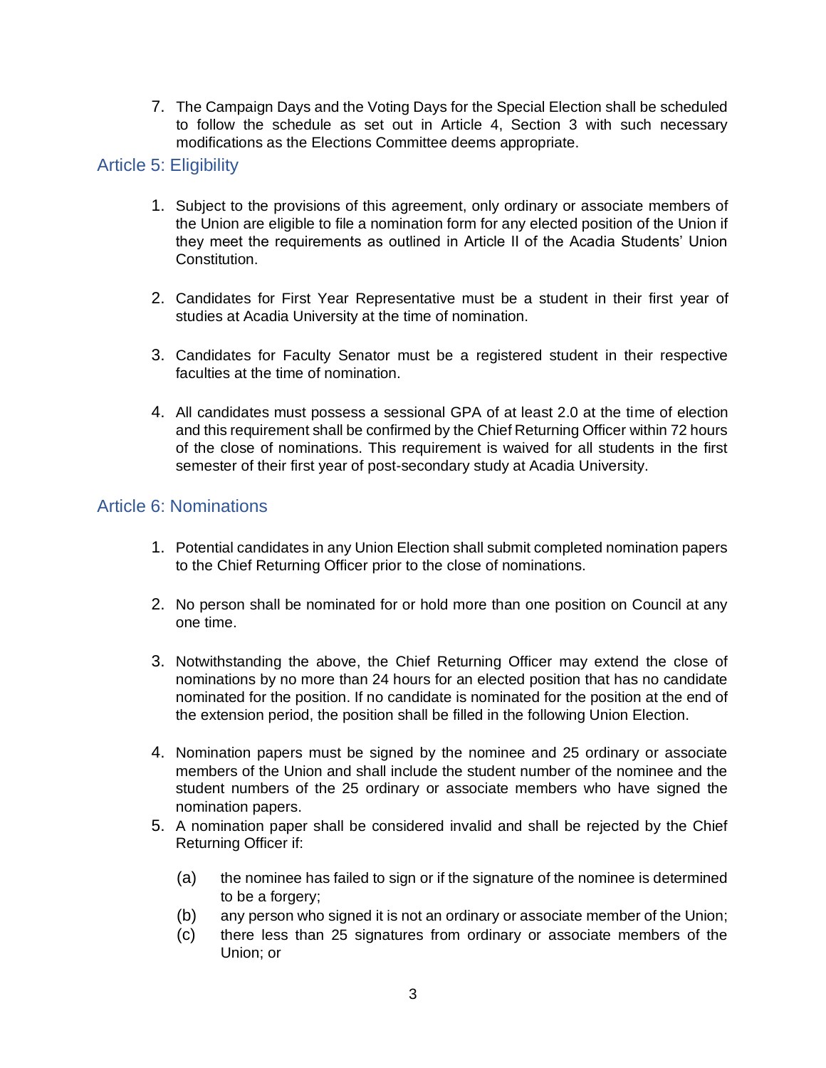7. The Campaign Days and the Voting Days for the Special Election shall be scheduled to follow the schedule as set out in Article 4, Section 3 with such necessary modifications as the Elections Committee deems appropriate.

## Article 5: Eligibility

1. Subject to the provisions of this agreement, only ordinary or associate members of the Union are eligible to file a nomination form for any elected position of the Union if they meet the requirements as outlined in Article II of the Acadia Students' Union Constitution.

2. Candidates for First Year Representative must be a student in their first year of studies at Acadia University at the time of nomination.

3. Candidates for Faculty Senator must be a registered student in their respective faculties at the time of nomination.

4. All candidates must possess a sessional GPA of at least 2.0 at the time of election and this requirement shall be confirmed by the Chief Returning Officer within 72 hours of the close of nominations. This requirement is waived for all students in the first semester of their first year of post-secondary study at Acadia University.

## Article 6: Nominations

1. Potential candidates in any Union Election shall submit completed nomination papers to the Chief Returning Officer prior to the close of nominations.

2. No person shall be nominated for or hold more than one position on Council at any one time.

3. Notwithstanding the above, the Chief Returning Officer may extend the close of nominations by no more than 24 hours for an elected position that has no candidate nominated for the position. If no candidate is nominated for the position at the end of the extension period, the position shall be filled in the following Union Election.

4. Nomination papers must be signed by the nominee and 25 ordinary or associate members of the Union and shall include the student number of the nominee and the student numbers of the 25 ordinary or associate members who have signed the nomination papers.
5. A nomination paper shall be considered invalid and shall be rejected by the Chief Returning Officer if:

   (a) the nominee has failed to sign or if the signature of the nominee is determined to be a forgery;
   (b) any person who signed it is not an ordinary or associate member of the Union;
   (c) there less than 25 signatures from ordinary or associate members of the Union; or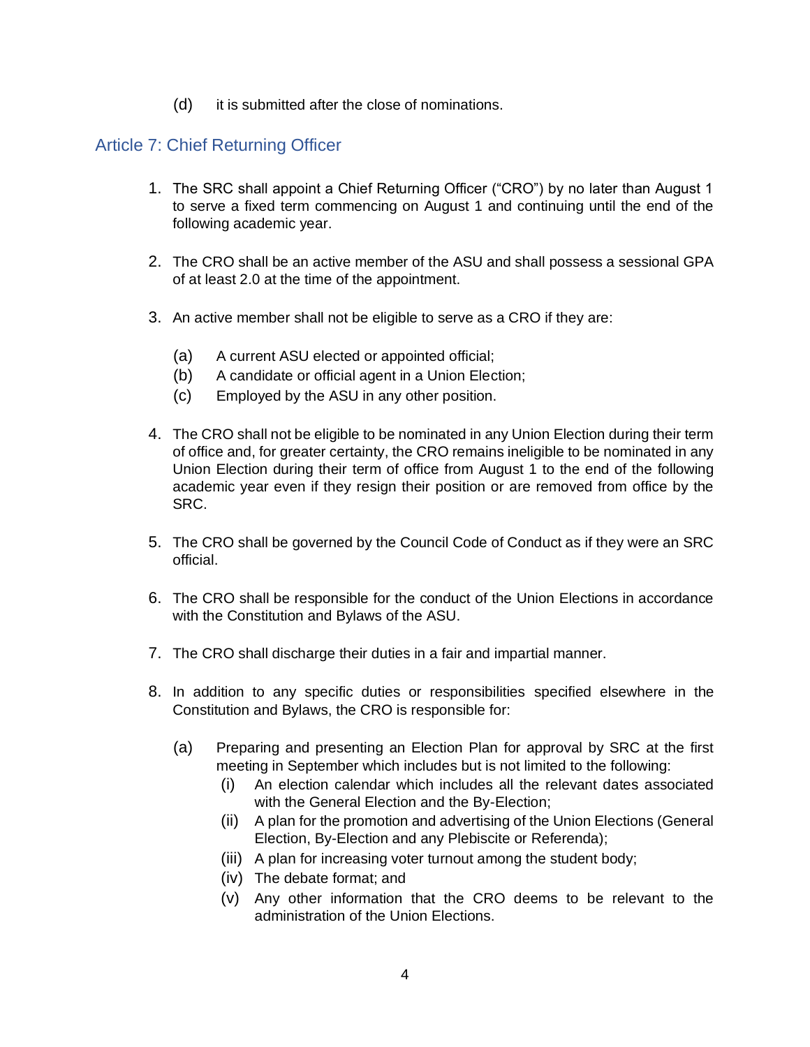(d) it is submitted after the close of nominations.

## Article 7: Chief Returning Officer

1. The SRC shall appoint a Chief Returning Officer ("CRO") by no later than August 1 to serve a fixed term commencing on August 1 and continuing until the end of the following academic year.

2. The CRO shall be an active member of the ASU and shall possess a sessional GPA of at least 2.0 at the time of the appointment.

3. An active member shall not be eligible to serve as a CRO if they are:

   (a) A current ASU elected or appointed official;
   (b) A candidate or official agent in a Union Election;
   (c) Employed by the ASU in any other position.

4. The CRO shall not be eligible to be nominated in any Union Election during their term of office and, for greater certainty, the CRO remains ineligible to be nominated in any Union Election during their term of office from August 1 to the end of the following academic year even if they resign their position or are removed from office by the SRC.

5. The CRO shall be governed by the Council Code of Conduct as if they were an SRC official.

6. The CRO shall be responsible for the conduct of the Union Elections in accordance with the Constitution and Bylaws of the ASU.

7. The CRO shall discharge their duties in a fair and impartial manner.

8. In addition to any specific duties or responsibilities specified elsewhere in the Constitution and Bylaws, the CRO is responsible for:

   (a) Preparing and presenting an Election Plan for approval by SRC at the first meeting in September which includes but is not limited to the following:
      (i) An election calendar which includes all the relevant dates associated with the General Election and the By-Election;
      (ii) A plan for the promotion and advertising of the Union Elections (General Election, By-Election and any Plebiscite or Referenda);
      (iii) A plan for increasing voter turnout among the student body;
      (iv) The debate format; and
      (v) Any other information that the CRO deems to be relevant to the administration of the Union Elections.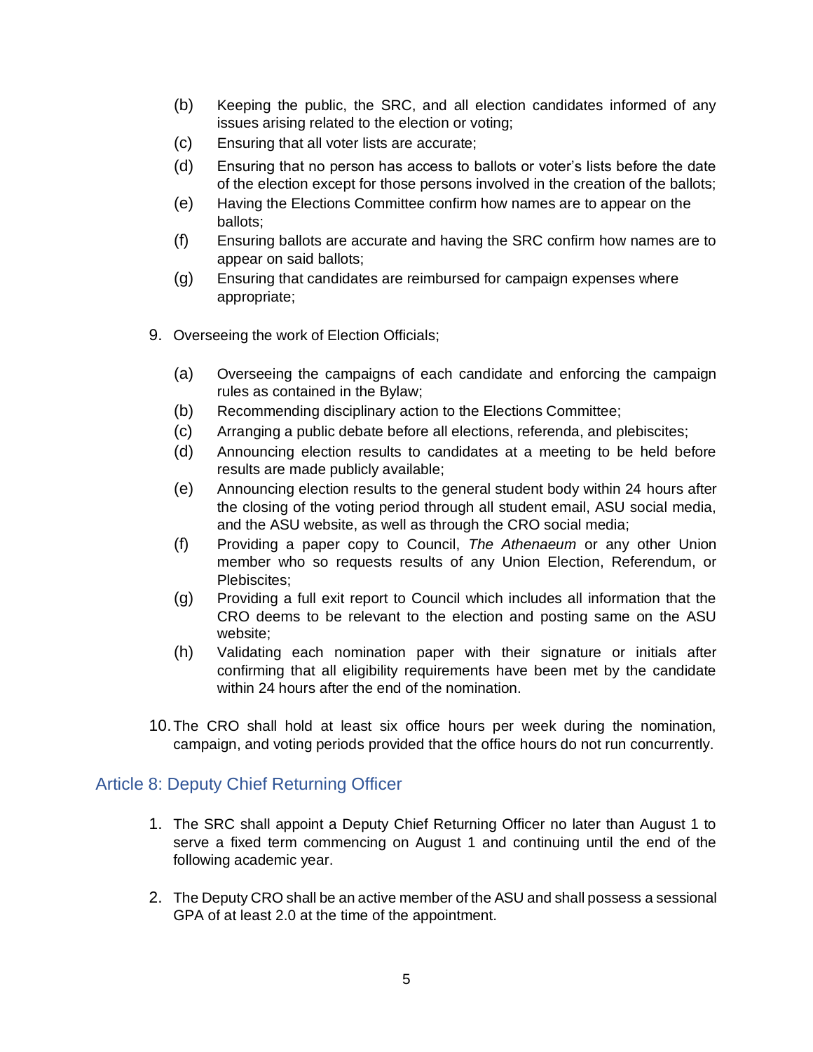(b) Keeping the public, the SRC, and all election candidates informed of any issues arising related to the election or voting;

(c) Ensuring that all voter lists are accurate;

(d) Ensuring that no person has access to ballots or voter's lists before the date of the election except for those persons involved in the creation of the ballots;

(e) Having the Elections Committee confirm how names are to appear on the ballots;

(f) Ensuring ballots are accurate and having the SRC confirm how names are to appear on said ballots;

(g) Ensuring that candidates are reimbursed for campaign expenses where appropriate;

9. Overseeing the work of Election Officials;

   (a) Overseeing the campaigns of each candidate and enforcing the campaign rules as contained in the Bylaw;

   (b) Recommending disciplinary action to the Elections Committee;

   (c) Arranging a public debate before all elections, referenda, and plebiscites;

   (d) Announcing election results to candidates at a meeting to be held before results are made publicly available;

   (e) Announcing election results to the general student body within 24 hours after the closing of the voting period through all student email, ASU social media, and the ASU website, as well as through the CRO social media;

   (f) Providing a paper copy to Council, *The Athenaeum* or any other Union member who so requests results of any Union Election, Referendum, or Plebiscites;

   (g) Providing a full exit report to Council which includes all information that the CRO deems to be relevant to the election and posting same on the ASU website;

   (h) Validating each nomination paper with their signature or initials after confirming that all eligibility requirements have been met by the candidate within 24 hours after the end of the nomination.

10. The CRO shall hold at least six office hours per week during the nomination, campaign, and voting periods provided that the office hours do not run concurrently.

## Article 8: Deputy Chief Returning Officer

1. The SRC shall appoint a Deputy Chief Returning Officer no later than August 1 to serve a fixed term commencing on August 1 and continuing until the end of the following academic year.

2. The Deputy CRO shall be an active member of the ASU and shall possess a sessional GPA of at least 2.0 at the time of the appointment.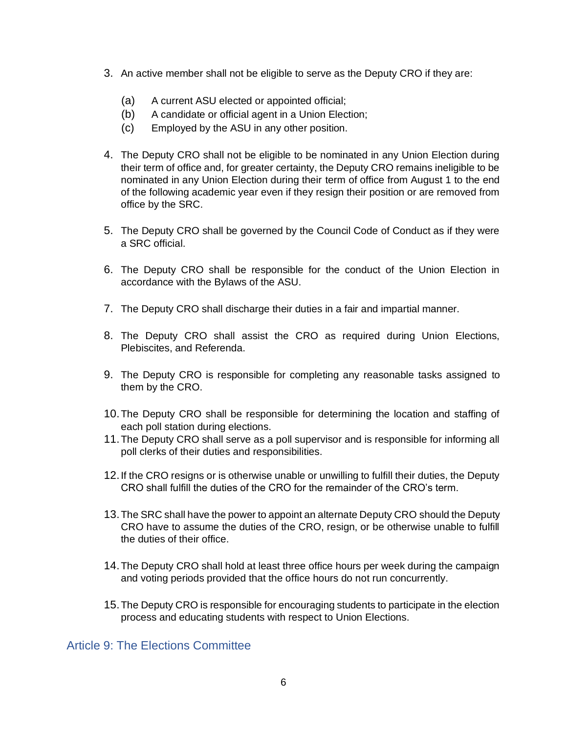3. An active member shall not be eligible to serve as the Deputy CRO if they are:

   (a) A current ASU elected or appointed official;
   (b) A candidate or official agent in a Union Election;
   (c) Employed by the ASU in any other position.

4. The Deputy CRO shall not be eligible to be nominated in any Union Election during their term of office and, for greater certainty, the Deputy CRO remains ineligible to be nominated in any Union Election during their term of office from August 1 to the end of the following academic year even if they resign their position or are removed from office by the SRC.

5. The Deputy CRO shall be governed by the Council Code of Conduct as if they were a SRC official.

6. The Deputy CRO shall be responsible for the conduct of the Union Election in accordance with the Bylaws of the ASU.

7. The Deputy CRO shall discharge their duties in a fair and impartial manner.

8. The Deputy CRO shall assist the CRO as required during Union Elections, Plebiscites, and Referenda.

9. The Deputy CRO is responsible for completing any reasonable tasks assigned to them by the CRO.

10. The Deputy CRO shall be responsible for determining the location and staffing of each poll station during elections.
11. The Deputy CRO shall serve as a poll supervisor and is responsible for informing all poll clerks of their duties and responsibilities.

12. If the CRO resigns or is otherwise unable or unwilling to fulfill their duties, the Deputy CRO shall fulfill the duties of the CRO for the remainder of the CRO's term.

13. The SRC shall have the power to appoint an alternate Deputy CRO should the Deputy CRO have to assume the duties of the CRO, resign, or be otherwise unable to fulfill the duties of their office.

14. The Deputy CRO shall hold at least three office hours per week during the campaign and voting periods provided that the office hours do not run concurrently.

15. The Deputy CRO is responsible for encouraging students to participate in the election process and educating students with respect to Union Elections.

## Article 9: The Elections Committee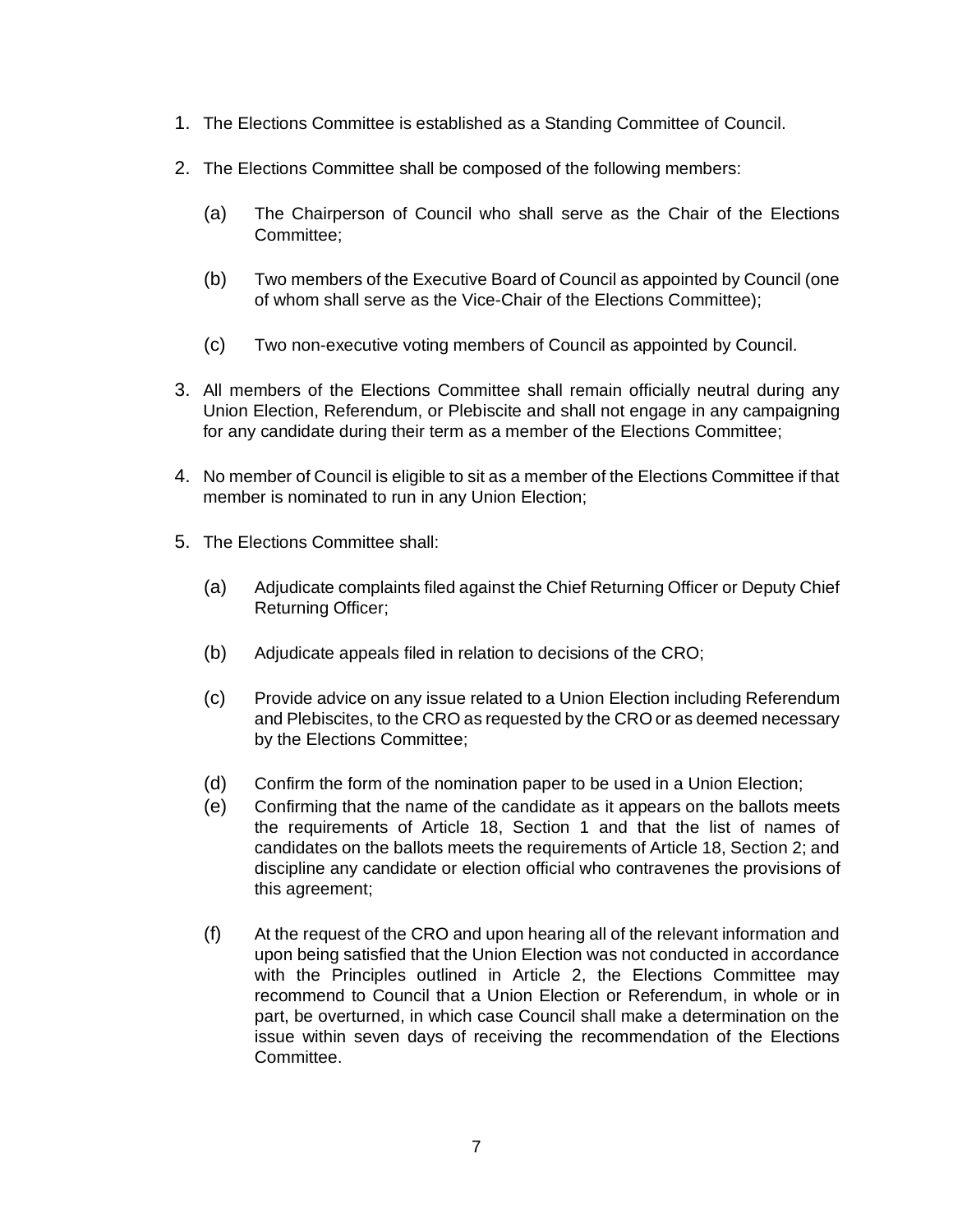1. The Elections Committee is established as a Standing Committee of Council.

2. The Elections Committee shall be composed of the following members:

   (a) The Chairperson of Council who shall serve as the Chair of the Elections Committee;

   (b) Two members of the Executive Board of Council as appointed by Council (one of whom shall serve as the Vice-Chair of the Elections Committee);

   (c) Two non-executive voting members of Council as appointed by Council.

3. All members of the Elections Committee shall remain officially neutral during any Union Election, Referendum, or Plebiscite and shall not engage in any campaigning for any candidate during their term as a member of the Elections Committee;

4. No member of Council is eligible to sit as a member of the Elections Committee if that member is nominated to run in any Union Election;

5. The Elections Committee shall:

   (a) Adjudicate complaints filed against the Chief Returning Officer or Deputy Chief Returning Officer;

   (b) Adjudicate appeals filed in relation to decisions of the CRO;

   (c) Provide advice on any issue related to a Union Election including Referendum and Plebiscites, to the CRO as requested by the CRO or as deemed necessary by the Elections Committee;

   (d) Confirm the form of the nomination paper to be used in a Union Election;

   (e) Confirming that the name of the candidate as it appears on the ballots meets the requirements of Article 18, Section 1 and that the list of names of candidates on the ballots meets the requirements of Article 18, Section 2; and discipline any candidate or election official who contravenes the provisions of this agreement;

   (f) At the request of the CRO and upon hearing all of the relevant information and upon being satisfied that the Union Election was not conducted in accordance with the Principles outlined in Article 2, the Elections Committee may recommend to Council that a Union Election or Referendum, in whole or in part, be overturned, in which case Council shall make a determination on the issue within seven days of receiving the recommendation of the Elections Committee.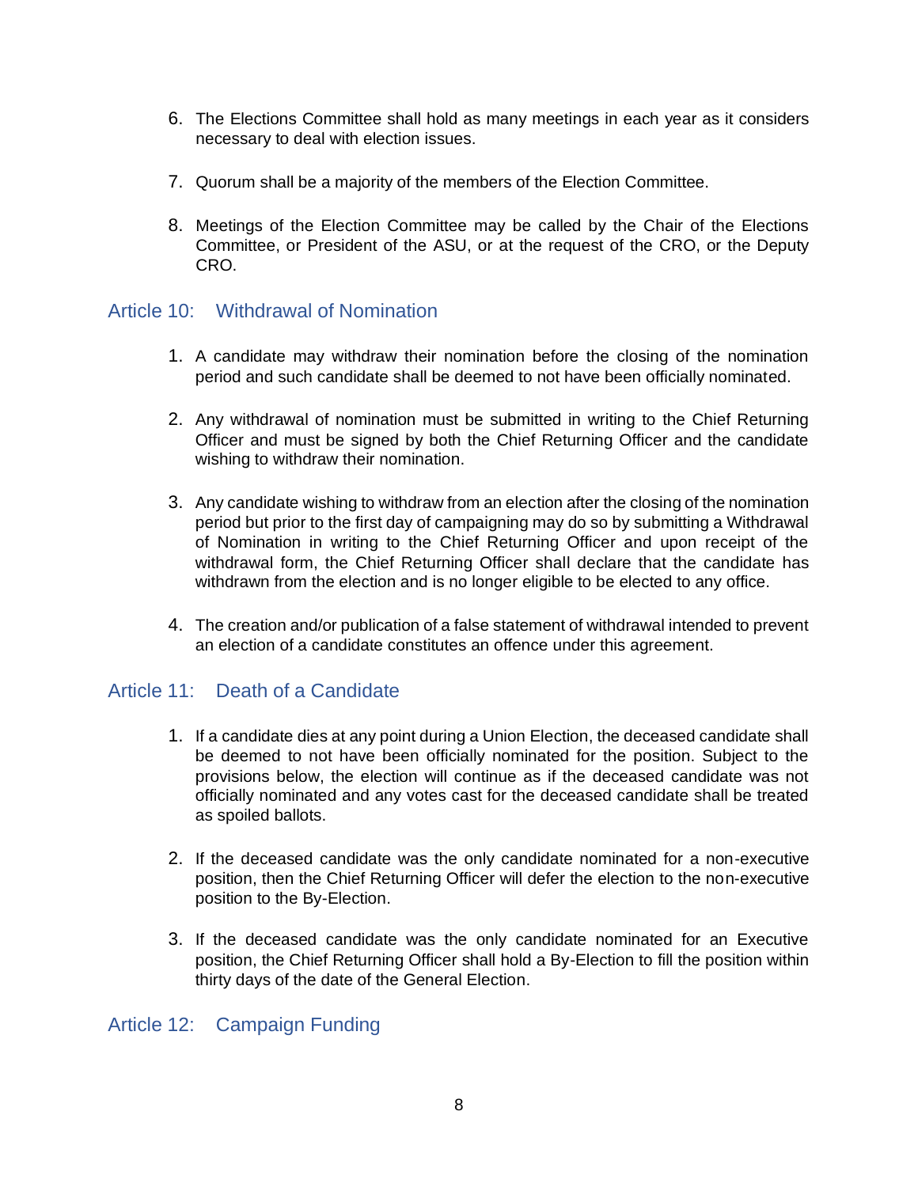6. The Elections Committee shall hold as many meetings in each year as it considers necessary to deal with election issues.

7. Quorum shall be a majority of the members of the Election Committee.

8. Meetings of the Election Committee may be called by the Chair of the Elections Committee, or President of the ASU, or at the request of the CRO, or the Deputy CRO.

## Article 10: Withdrawal of Nomination

1. A candidate may withdraw their nomination before the closing of the nomination period and such candidate shall be deemed to not have been officially nominated.

2. Any withdrawal of nomination must be submitted in writing to the Chief Returning Officer and must be signed by both the Chief Returning Officer and the candidate wishing to withdraw their nomination.

3. Any candidate wishing to withdraw from an election after the closing of the nomination period but prior to the first day of campaigning may do so by submitting a Withdrawal of Nomination in writing to the Chief Returning Officer and upon receipt of the withdrawal form, the Chief Returning Officer shall declare that the candidate has withdrawn from the election and is no longer eligible to be elected to any office.

4. The creation and/or publication of a false statement of withdrawal intended to prevent an election of a candidate constitutes an offence under this agreement.

## Article 11: Death of a Candidate

1. If a candidate dies at any point during a Union Election, the deceased candidate shall be deemed to not have been officially nominated for the position. Subject to the provisions below, the election will continue as if the deceased candidate was not officially nominated and any votes cast for the deceased candidate shall be treated as spoiled ballots.

2. If the deceased candidate was the only candidate nominated for a non-executive position, then the Chief Returning Officer will defer the election to the non-executive position to the By-Election.

3. If the deceased candidate was the only candidate nominated for an Executive position, the Chief Returning Officer shall hold a By-Election to fill the position within thirty days of the date of the General Election.

## Article 12: Campaign Funding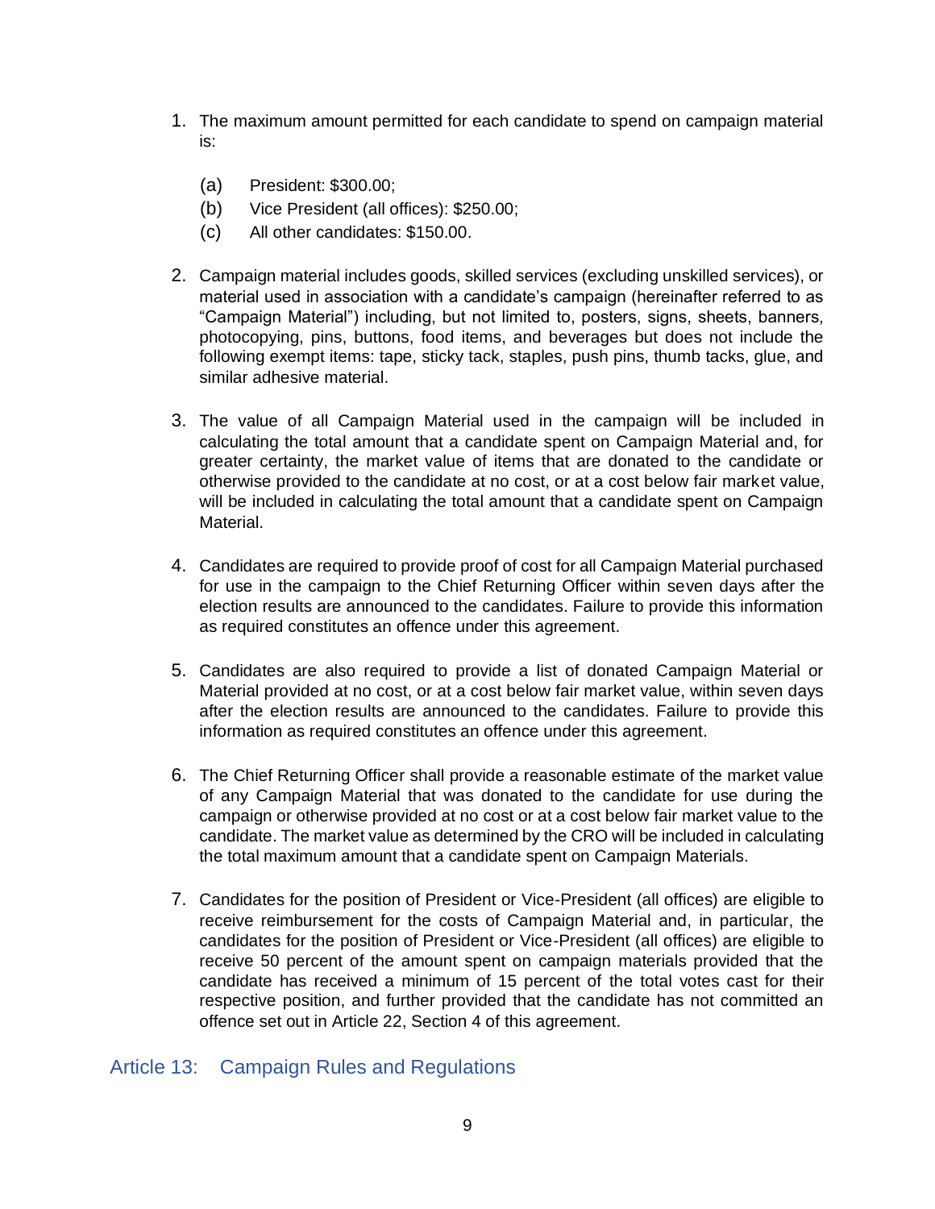1. The maximum amount permitted for each candidate to spend on campaign material is:

    (a) President: $300.00;
    (b) Vice President (all offices): $250.00;
    (c) All other candidates: $150.00.

2. Campaign material includes goods, skilled services (excluding unskilled services), or material used in association with a candidate's campaign (hereinafter referred to as "Campaign Material") including, but not limited to, posters, signs, sheets, banners, photocopying, pins, buttons, food items, and beverages but does not include the following exempt items: tape, sticky tack, staples, push pins, thumb tacks, glue, and similar adhesive material.

3. The value of all Campaign Material used in the campaign will be included in calculating the total amount that a candidate spent on Campaign Material and, for greater certainty, the market value of items that are donated to the candidate or otherwise provided to the candidate at no cost, or at a cost below fair market value, will be included in calculating the total amount that a candidate spent on Campaign Material.

4. Candidates are required to provide proof of cost for all Campaign Material purchased for use in the campaign to the Chief Returning Officer within seven days after the election results are announced to the candidates. Failure to provide this information as required constitutes an offence under this agreement.

5. Candidates are also required to provide a list of donated Campaign Material or Material provided at no cost, or at a cost below fair market value, within seven days after the election results are announced to the candidates. Failure to provide this information as required constitutes an offence under this agreement.

6. The Chief Returning Officer shall provide a reasonable estimate of the market value of any Campaign Material that was donated to the candidate for use during the campaign or otherwise provided at no cost or at a cost below fair market value to the candidate. The market value as determined by the CRO will be included in calculating the total maximum amount that a candidate spent on Campaign Materials.

7. Candidates for the position of President or Vice-President (all offices) are eligible to receive reimbursement for the costs of Campaign Material and, in particular, the candidates for the position of President or Vice-President (all offices) are eligible to receive 50 percent of the amount spent on campaign materials provided that the candidate has received a minimum of 15 percent of the total votes cast for their respective position, and further provided that the candidate has not committed an offence set out in Article 22, Section 4 of this agreement.

## Article 13: Campaign Rules and Regulations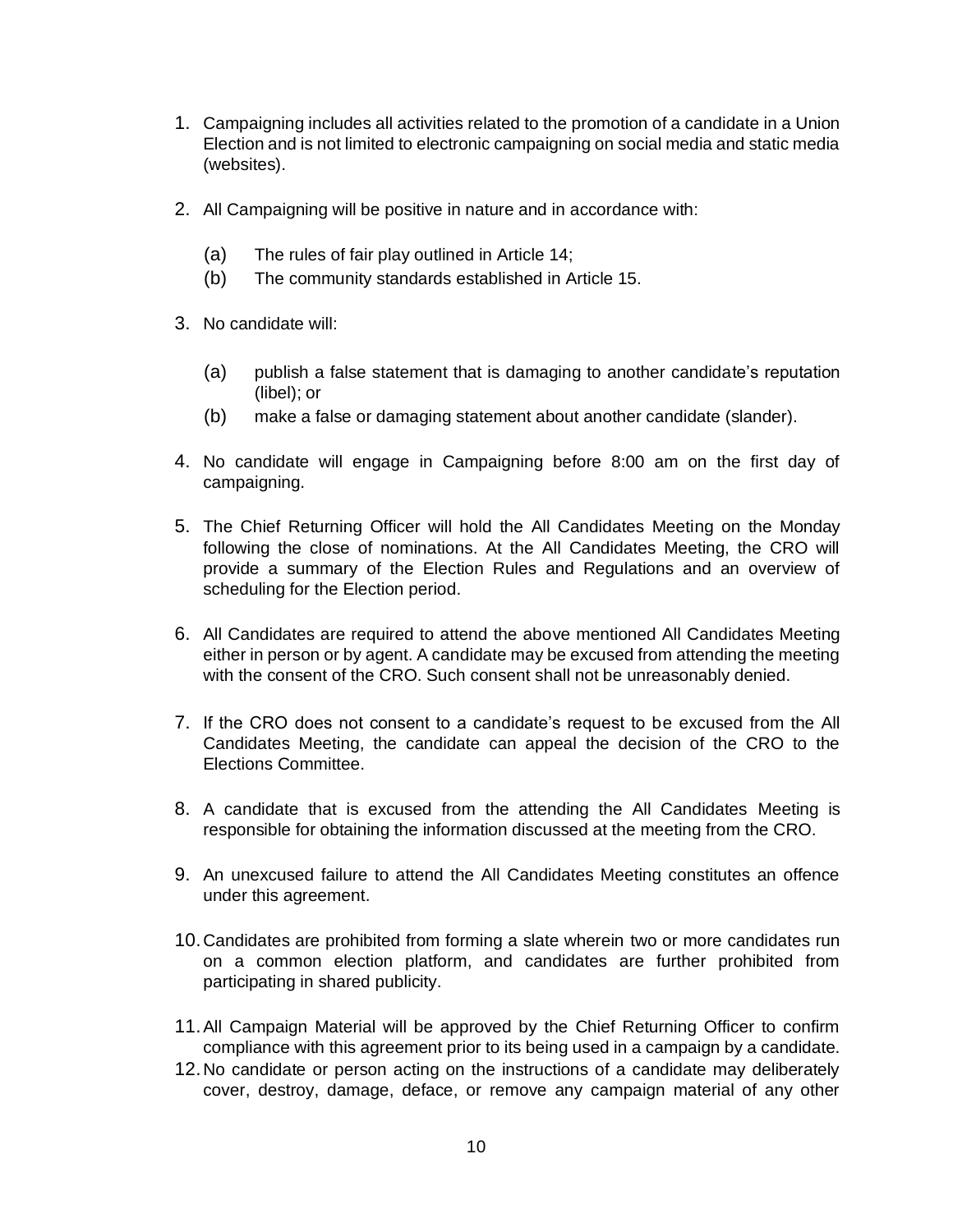1. Campaigning includes all activities related to the promotion of a candidate in a Union Election and is not limited to electronic campaigning on social media and static media (websites).

2. All Campaigning will be positive in nature and in accordance with:

   (a) The rules of fair play outlined in Article 14;
   (b) The community standards established in Article 15.

3. No candidate will:

   (a) publish a false statement that is damaging to another candidate's reputation (libel); or
   (b) make a false or damaging statement about another candidate (slander).

4. No candidate will engage in Campaigning before 8:00 am on the first day of campaigning.

5. The Chief Returning Officer will hold the All Candidates Meeting on the Monday following the close of nominations. At the All Candidates Meeting, the CRO will provide a summary of the Election Rules and Regulations and an overview of scheduling for the Election period.

6. All Candidates are required to attend the above mentioned All Candidates Meeting either in person or by agent. A candidate may be excused from attending the meeting with the consent of the CRO. Such consent shall not be unreasonably denied.

7. If the CRO does not consent to a candidate's request to be excused from the All Candidates Meeting, the candidate can appeal the decision of the CRO to the Elections Committee.

8. A candidate that is excused from the attending the All Candidates Meeting is responsible for obtaining the information discussed at the meeting from the CRO.

9. An unexcused failure to attend the All Candidates Meeting constitutes an offence under this agreement.

10. Candidates are prohibited from forming a slate wherein two or more candidates run on a common election platform, and candidates are further prohibited from participating in shared publicity.

11. All Campaign Material will be approved by the Chief Returning Officer to confirm compliance with this agreement prior to its being used in a campaign by a candidate.

12. No candidate or person acting on the instructions of a candidate may deliberately cover, destroy, damage, deface, or remove any campaign material of any other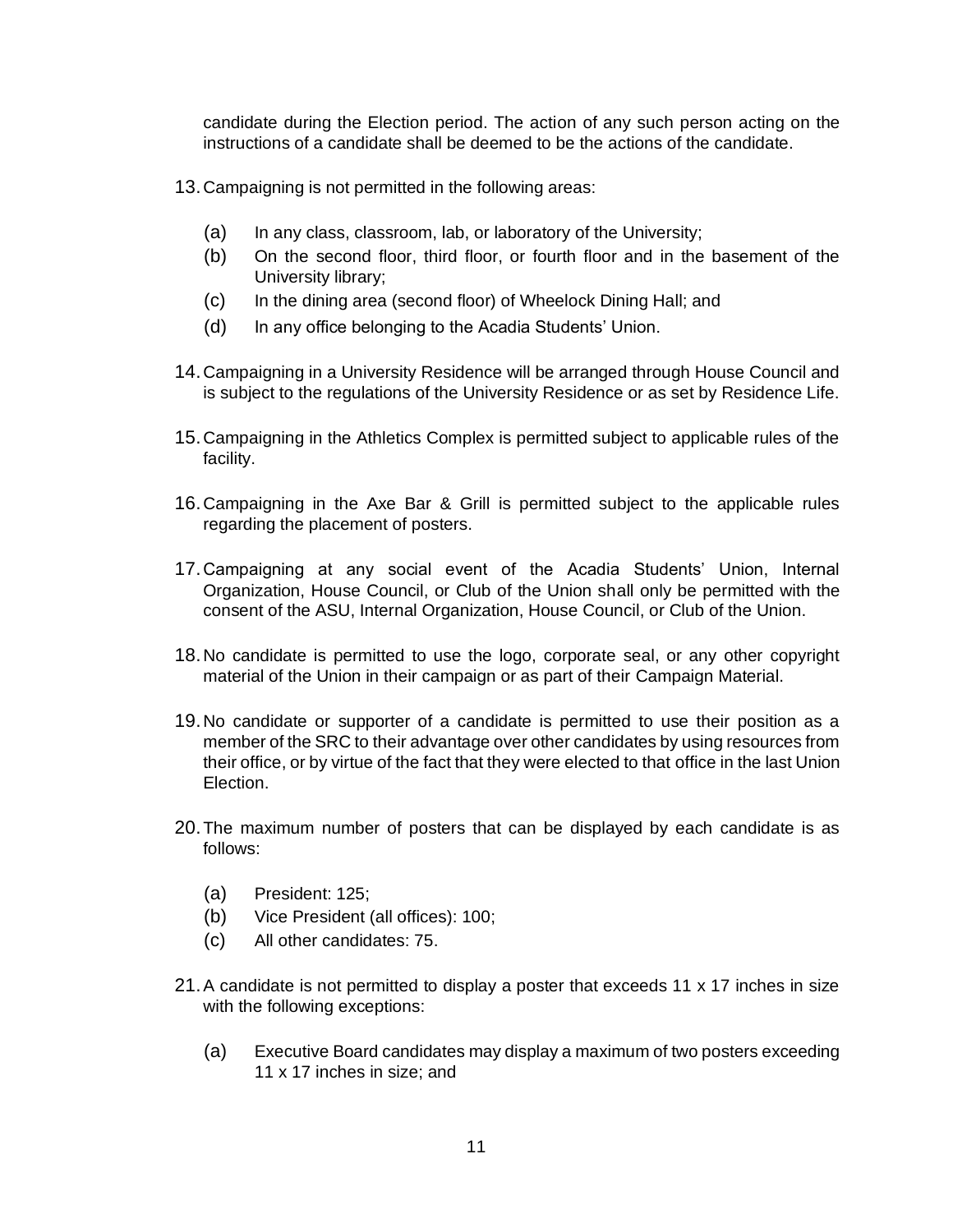candidate during the Election period. The action of any such person acting on the instructions of a candidate shall be deemed to be the actions of the candidate.

13. Campaigning is not permitted in the following areas:

    (a) In any class, classroom, lab, or laboratory of the University;
    (b) On the second floor, third floor, or fourth floor and in the basement of the University library;
    (c) In the dining area (second floor) of Wheelock Dining Hall; and
    (d) In any office belonging to the Acadia Students' Union.

14. Campaigning in a University Residence will be arranged through House Council and is subject to the regulations of the University Residence or as set by Residence Life.

15. Campaigning in the Athletics Complex is permitted subject to applicable rules of the facility.

16. Campaigning in the Axe Bar & Grill is permitted subject to the applicable rules regarding the placement of posters.

17. Campaigning at any social event of the Acadia Students' Union, Internal Organization, House Council, or Club of the Union shall only be permitted with the consent of the ASU, Internal Organization, House Council, or Club of the Union.

18. No candidate is permitted to use the logo, corporate seal, or any other copyright material of the Union in their campaign or as part of their Campaign Material.

19. No candidate or supporter of a candidate is permitted to use their position as a member of the SRC to their advantage over other candidates by using resources from their office, or by virtue of the fact that they were elected to that office in the last Union Election.

20. The maximum number of posters that can be displayed by each candidate is as follows:

    (a) President: 125;
    (b) Vice President (all offices): 100;
    (c) All other candidates: 75.

21. A candidate is not permitted to display a poster that exceeds 11 x 17 inches in size with the following exceptions:

    (a) Executive Board candidates may display a maximum of two posters exceeding 11 x 17 inches in size; and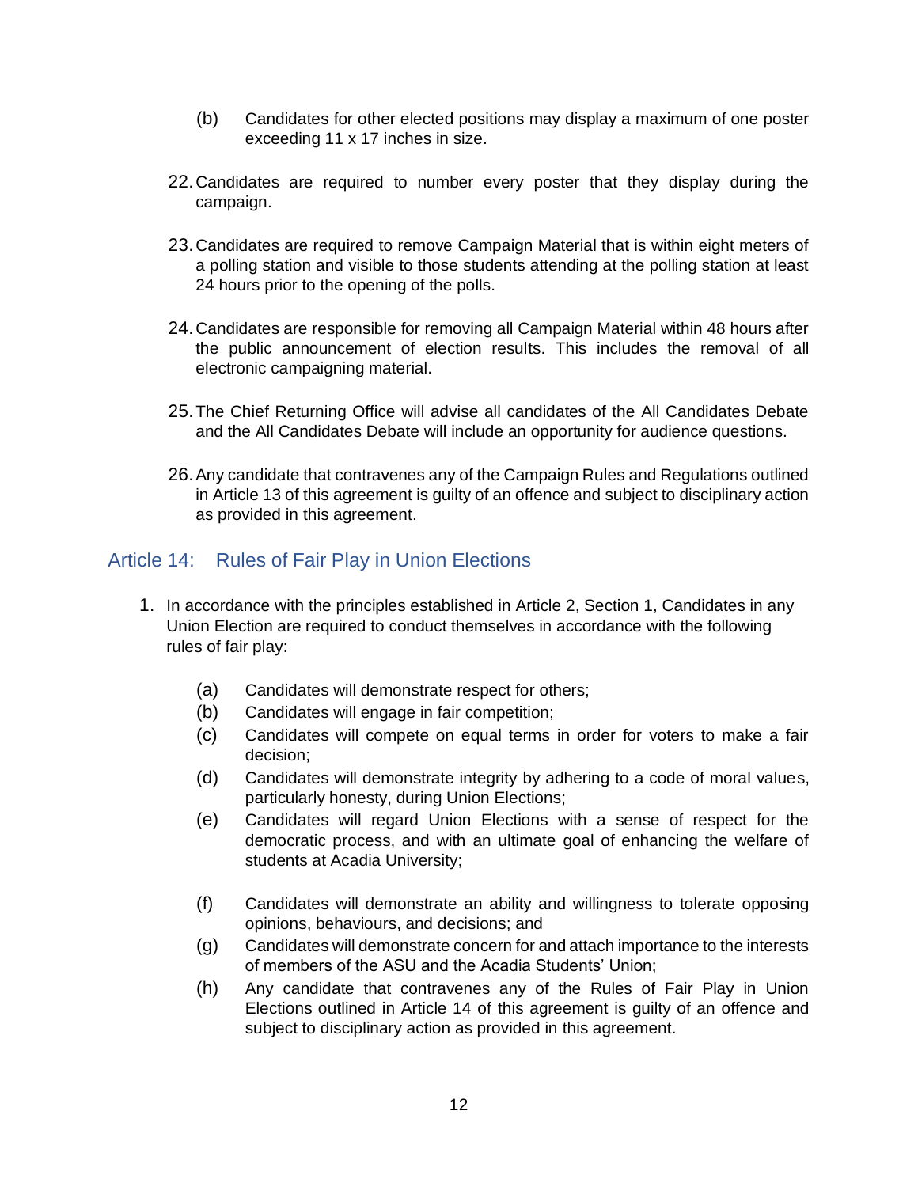(b) Candidates for other elected positions may display a maximum of one poster exceeding 11 x 17 inches in size.

22. Candidates are required to number every poster that they display during the campaign.

23. Candidates are required to remove Campaign Material that is within eight meters of a polling station and visible to those students attending at the polling station at least 24 hours prior to the opening of the polls.

24. Candidates are responsible for removing all Campaign Material within 48 hours after the public announcement of election results. This includes the removal of all electronic campaigning material.

25. The Chief Returning Office will advise all candidates of the All Candidates Debate and the All Candidates Debate will include an opportunity for audience questions.

26. Any candidate that contravenes any of the Campaign Rules and Regulations outlined in Article 13 of this agreement is guilty of an offence and subject to disciplinary action as provided in this agreement.

## Article 14: Rules of Fair Play in Union Elections

1. In accordance with the principles established in Article 2, Section 1, Candidates in any Union Election are required to conduct themselves in accordance with the following rules of fair play:

   (a) Candidates will demonstrate respect for others;
   (b) Candidates will engage in fair competition;
   (c) Candidates will compete on equal terms in order for voters to make a fair decision;
   (d) Candidates will demonstrate integrity by adhering to a code of moral values, particularly honesty, during Union Elections;
   (e) Candidates will regard Union Elections with a sense of respect for the democratic process, and with an ultimate goal of enhancing the welfare of students at Acadia University;
   (f) Candidates will demonstrate an ability and willingness to tolerate opposing opinions, behaviours, and decisions; and
   (g) Candidates will demonstrate concern for and attach importance to the interests of members of the ASU and the Acadia Students' Union;
   (h) Any candidate that contravenes any of the Rules of Fair Play in Union Elections outlined in Article 14 of this agreement is guilty of an offence and subject to disciplinary action as provided in this agreement.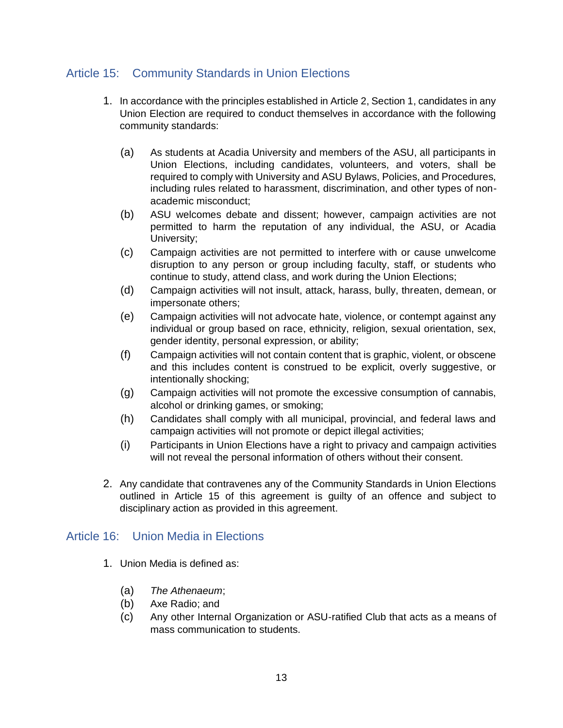## Article 15: Community Standards in Union Elections

1. In accordance with the principles established in Article 2, Section 1, candidates in any Union Election are required to conduct themselves in accordance with the following community standards:

   (a) As students at Acadia University and members of the ASU, all participants in Union Elections, including candidates, volunteers, and voters, shall be required to comply with University and ASU Bylaws, Policies, and Procedures, including rules related to harassment, discrimination, and other types of non-academic misconduct;

   (b) ASU welcomes debate and dissent; however, campaign activities are not permitted to harm the reputation of any individual, the ASU, or Acadia University;

   (c) Campaign activities are not permitted to interfere with or cause unwelcome disruption to any person or group including faculty, staff, or students who continue to study, attend class, and work during the Union Elections;

   (d) Campaign activities will not insult, attack, harass, bully, threaten, demean, or impersonate others;

   (e) Campaign activities will not advocate hate, violence, or contempt against any individual or group based on race, ethnicity, religion, sexual orientation, sex, gender identity, personal expression, or ability;

   (f) Campaign activities will not contain content that is graphic, violent, or obscene and this includes content is construed to be explicit, overly suggestive, or intentionally shocking;

   (g) Campaign activities will not promote the excessive consumption of cannabis, alcohol or drinking games, or smoking;

   (h) Candidates shall comply with all municipal, provincial, and federal laws and campaign activities will not promote or depict illegal activities;

   (i) Participants in Union Elections have a right to privacy and campaign activities will not reveal the personal information of others without their consent.

2. Any candidate that contravenes any of the Community Standards in Union Elections outlined in Article 15 of this agreement is guilty of an offence and subject to disciplinary action as provided in this agreement.

## Article 16: Union Media in Elections

1. Union Media is defined as:

   (a) *The Athenaeum*;

   (b) Axe Radio; and

   (c) Any other Internal Organization or ASU-ratified Club that acts as a means of mass communication to students.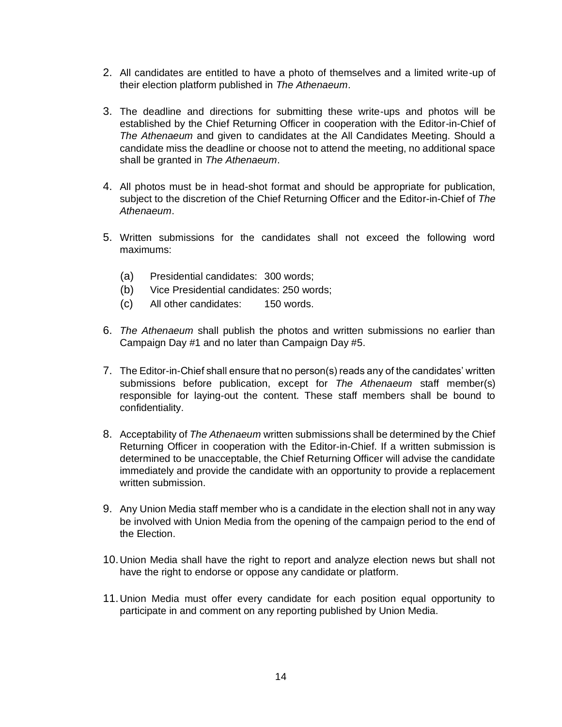2. All candidates are entitled to have a photo of themselves and a limited write-up of their election platform published in *The Athenaeum*.

3. The deadline and directions for submitting these write-ups and photos will be established by the Chief Returning Officer in cooperation with the Editor-in-Chief of *The Athenaeum* and given to candidates at the All Candidates Meeting. Should a candidate miss the deadline or choose not to attend the meeting, no additional space shall be granted in *The Athenaeum*.

4. All photos must be in head-shot format and should be appropriate for publication, subject to the discretion of the Chief Returning Officer and the Editor-in-Chief of *The Athenaeum*.

5. Written submissions for the candidates shall not exceed the following word maximums:

   (a) Presidential candidates: 300 words;
   (b) Vice Presidential candidates: 250 words;
   (c) All other candidates: 150 words.

6. *The Athenaeum* shall publish the photos and written submissions no earlier than Campaign Day #1 and no later than Campaign Day #5.

7. The Editor-in-Chief shall ensure that no person(s) reads any of the candidates' written submissions before publication, except for *The Athenaeum* staff member(s) responsible for laying-out the content. These staff members shall be bound to confidentiality.

8. Acceptability of *The Athenaeum* written submissions shall be determined by the Chief Returning Officer in cooperation with the Editor-in-Chief. If a written submission is determined to be unacceptable, the Chief Returning Officer will advise the candidate immediately and provide the candidate with an opportunity to provide a replacement written submission.

9. Any Union Media staff member who is a candidate in the election shall not in any way be involved with Union Media from the opening of the campaign period to the end of the Election.

10. Union Media shall have the right to report and analyze election news but shall not have the right to endorse or oppose any candidate or platform.

11. Union Media must offer every candidate for each position equal opportunity to participate in and comment on any reporting published by Union Media.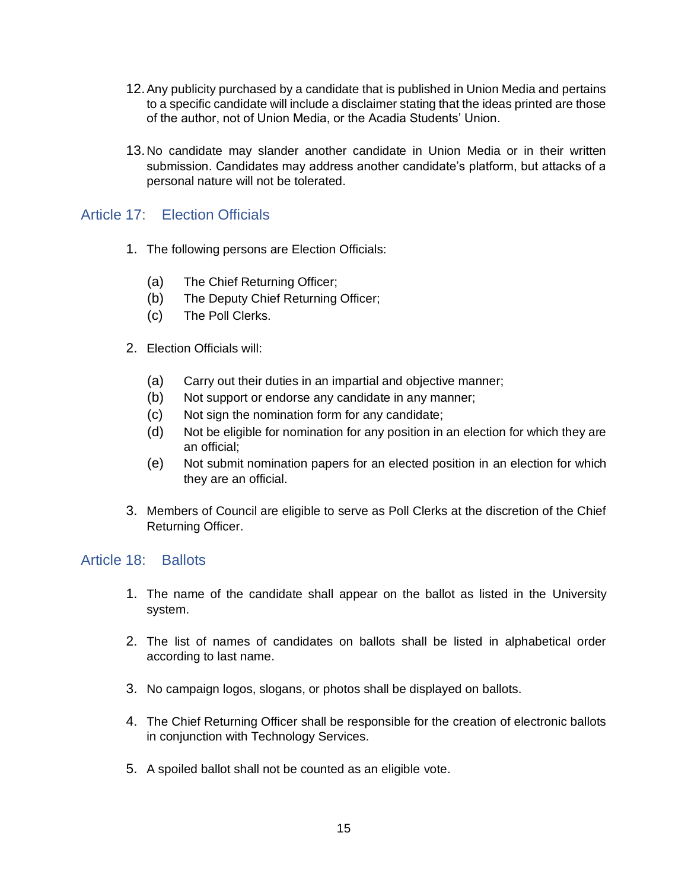12. Any publicity purchased by a candidate that is published in Union Media and pertains to a specific candidate will include a disclaimer stating that the ideas printed are those of the author, not of Union Media, or the Acadia Students' Union.

13. No candidate may slander another candidate in Union Media or in their written submission. Candidates may address another candidate's platform, but attacks of a personal nature will not be tolerated.

## Article 17: Election Officials

1. The following persons are Election Officials:

   (a) The Chief Returning Officer;
   (b) The Deputy Chief Returning Officer;
   (c) The Poll Clerks.

2. Election Officials will:

   (a) Carry out their duties in an impartial and objective manner;
   (b) Not support or endorse any candidate in any manner;
   (c) Not sign the nomination form for any candidate;
   (d) Not be eligible for nomination for any position in an election for which they are an official;
   (e) Not submit nomination papers for an elected position in an election for which they are an official.

3. Members of Council are eligible to serve as Poll Clerks at the discretion of the Chief Returning Officer.

## Article 18: Ballots

1. The name of the candidate shall appear on the ballot as listed in the University system.

2. The list of names of candidates on ballots shall be listed in alphabetical order according to last name.

3. No campaign logos, slogans, or photos shall be displayed on ballots.

4. The Chief Returning Officer shall be responsible for the creation of electronic ballots in conjunction with Technology Services.

5. A spoiled ballot shall not be counted as an eligible vote.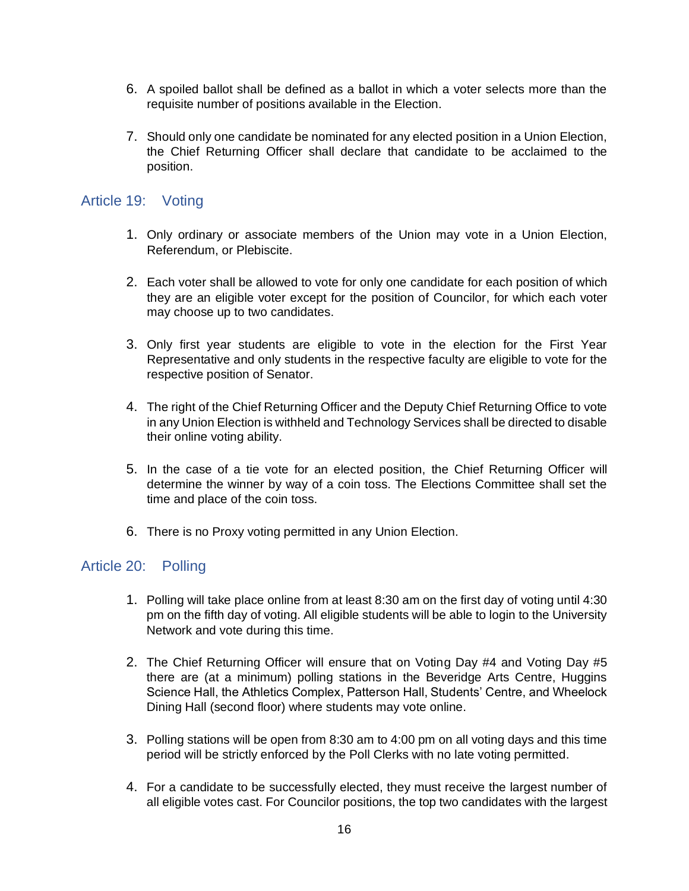6. A spoiled ballot shall be defined as a ballot in which a voter selects more than the requisite number of positions available in the Election.

7. Should only one candidate be nominated for any elected position in a Union Election, the Chief Returning Officer shall declare that candidate to be acclaimed to the position.

## Article 19: Voting

1. Only ordinary or associate members of the Union may vote in a Union Election, Referendum, or Plebiscite.

2. Each voter shall be allowed to vote for only one candidate for each position of which they are an eligible voter except for the position of Councilor, for which each voter may choose up to two candidates.

3. Only first year students are eligible to vote in the election for the First Year Representative and only students in the respective faculty are eligible to vote for the respective position of Senator.

4. The right of the Chief Returning Officer and the Deputy Chief Returning Office to vote in any Union Election is withheld and Technology Services shall be directed to disable their online voting ability.

5. In the case of a tie vote for an elected position, the Chief Returning Officer will determine the winner by way of a coin toss. The Elections Committee shall set the time and place of the coin toss.

6. There is no Proxy voting permitted in any Union Election.

## Article 20: Polling

1. Polling will take place online from at least 8:30 am on the first day of voting until 4:30 pm on the fifth day of voting. All eligible students will be able to login to the University Network and vote during this time.

2. The Chief Returning Officer will ensure that on Voting Day #4 and Voting Day #5 there are (at a minimum) polling stations in the Beveridge Arts Centre, Huggins Science Hall, the Athletics Complex, Patterson Hall, Students' Centre, and Wheelock Dining Hall (second floor) where students may vote online.

3. Polling stations will be open from 8:30 am to 4:00 pm on all voting days and this time period will be strictly enforced by the Poll Clerks with no late voting permitted.

4. For a candidate to be successfully elected, they must receive the largest number of all eligible votes cast. For Councilor positions, the top two candidates with the largest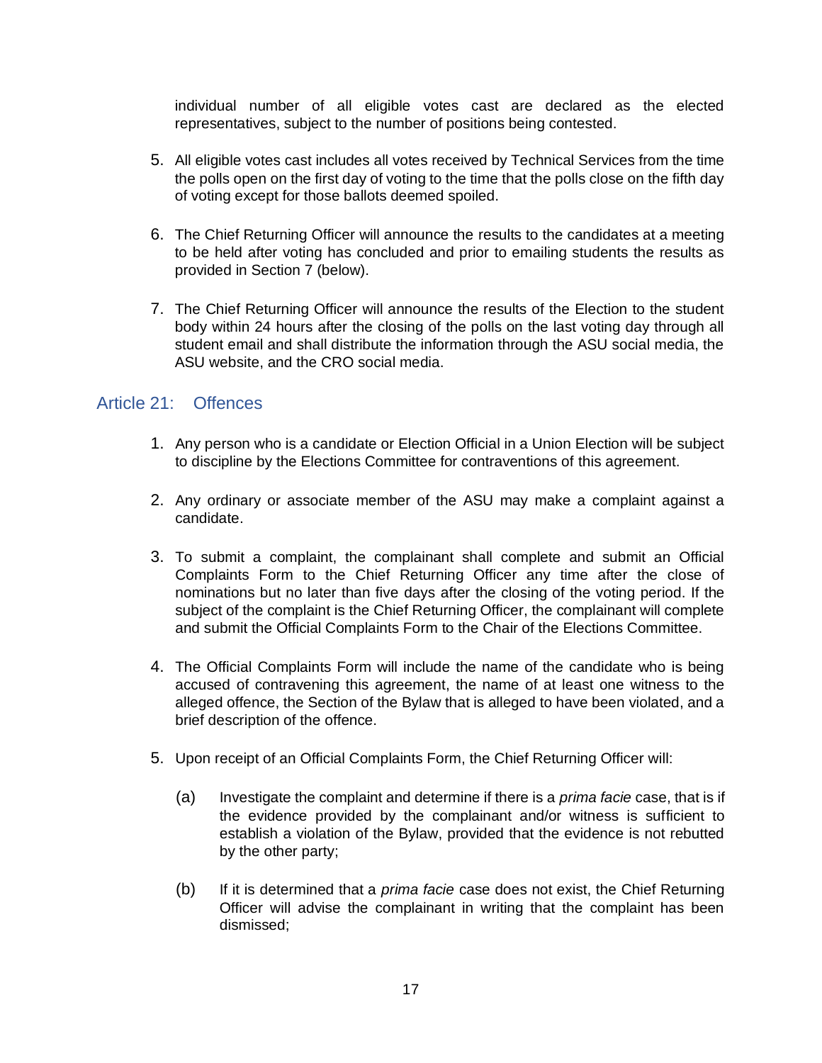individual number of all eligible votes cast are declared as the elected representatives, subject to the number of positions being contested.

5. All eligible votes cast includes all votes received by Technical Services from the time the polls open on the first day of voting to the time that the polls close on the fifth day of voting except for those ballots deemed spoiled.

6. The Chief Returning Officer will announce the results to the candidates at a meeting to be held after voting has concluded and prior to emailing students the results as provided in Section 7 (below).

7. The Chief Returning Officer will announce the results of the Election to the student body within 24 hours after the closing of the polls on the last voting day through all student email and shall distribute the information through the ASU social media, the ASU website, and the CRO social media.

## Article 21: Offences

1. Any person who is a candidate or Election Official in a Union Election will be subject to discipline by the Elections Committee for contraventions of this agreement.

2. Any ordinary or associate member of the ASU may make a complaint against a candidate.

3. To submit a complaint, the complainant shall complete and submit an Official Complaints Form to the Chief Returning Officer any time after the close of nominations but no later than five days after the closing of the voting period. If the subject of the complaint is the Chief Returning Officer, the complainant will complete and submit the Official Complaints Form to the Chair of the Elections Committee.

4. The Official Complaints Form will include the name of the candidate who is being accused of contravening this agreement, the name of at least one witness to the alleged offence, the Section of the Bylaw that is alleged to have been violated, and a brief description of the offence.

5. Upon receipt of an Official Complaints Form, the Chief Returning Officer will:

   (a) Investigate the complaint and determine if there is a *prima facie* case, that is if the evidence provided by the complainant and/or witness is sufficient to establish a violation of the Bylaw, provided that the evidence is not rebutted by the other party;

   (b) If it is determined that a *prima facie* case does not exist, the Chief Returning Officer will advise the complainant in writing that the complaint has been dismissed;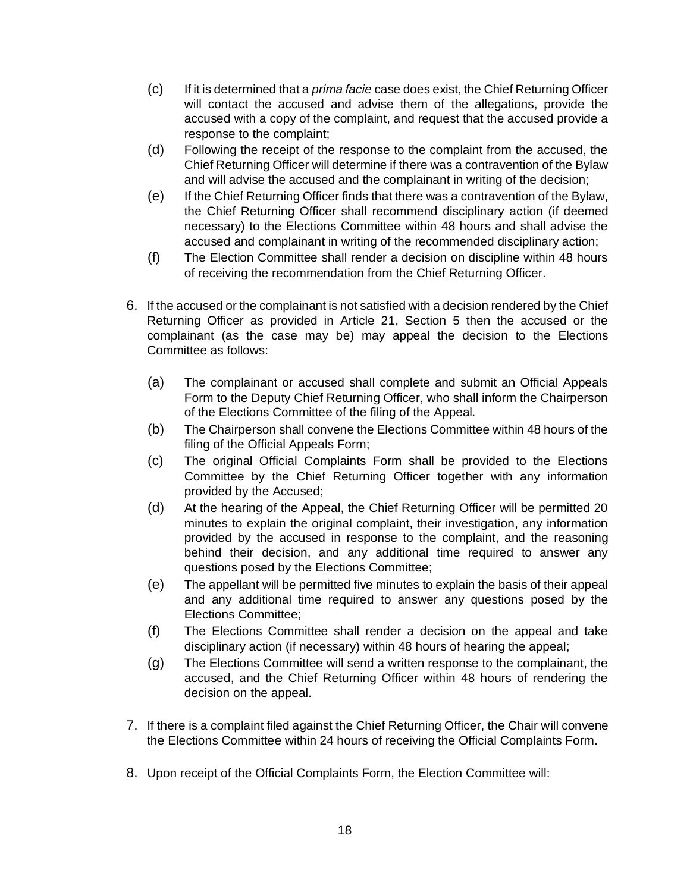(c) If it is determined that a *prima facie* case does exist, the Chief Returning Officer will contact the accused and advise them of the allegations, provide the accused with a copy of the complaint, and request that the accused provide a response to the complaint;

(d) Following the receipt of the response to the complaint from the accused, the Chief Returning Officer will determine if there was a contravention of the Bylaw and will advise the accused and the complainant in writing of the decision;

(e) If the Chief Returning Officer finds that there was a contravention of the Bylaw, the Chief Returning Officer shall recommend disciplinary action (if deemed necessary) to the Elections Committee within 48 hours and shall advise the accused and complainant in writing of the recommended disciplinary action;

(f) The Election Committee shall render a decision on discipline within 48 hours of receiving the recommendation from the Chief Returning Officer.

6. If the accused or the complainant is not satisfied with a decision rendered by the Chief Returning Officer as provided in Article 21, Section 5 then the accused or the complainant (as the case may be) may appeal the decision to the Elections Committee as follows:

   (a) The complainant or accused shall complete and submit an Official Appeals Form to the Deputy Chief Returning Officer, who shall inform the Chairperson of the Elections Committee of the filing of the Appeal.

   (b) The Chairperson shall convene the Elections Committee within 48 hours of the filing of the Official Appeals Form;

   (c) The original Official Complaints Form shall be provided to the Elections Committee by the Chief Returning Officer together with any information provided by the Accused;

   (d) At the hearing of the Appeal, the Chief Returning Officer will be permitted 20 minutes to explain the original complaint, their investigation, any information provided by the accused in response to the complaint, and the reasoning behind their decision, and any additional time required to answer any questions posed by the Elections Committee;

   (e) The appellant will be permitted five minutes to explain the basis of their appeal and any additional time required to answer any questions posed by the Elections Committee;

   (f) The Elections Committee shall render a decision on the appeal and take disciplinary action (if necessary) within 48 hours of hearing the appeal;

   (g) The Elections Committee will send a written response to the complainant, the accused, and the Chief Returning Officer within 48 hours of rendering the decision on the appeal.

7. If there is a complaint filed against the Chief Returning Officer, the Chair will convene the Elections Committee within 24 hours of receiving the Official Complaints Form.

8. Upon receipt of the Official Complaints Form, the Election Committee will: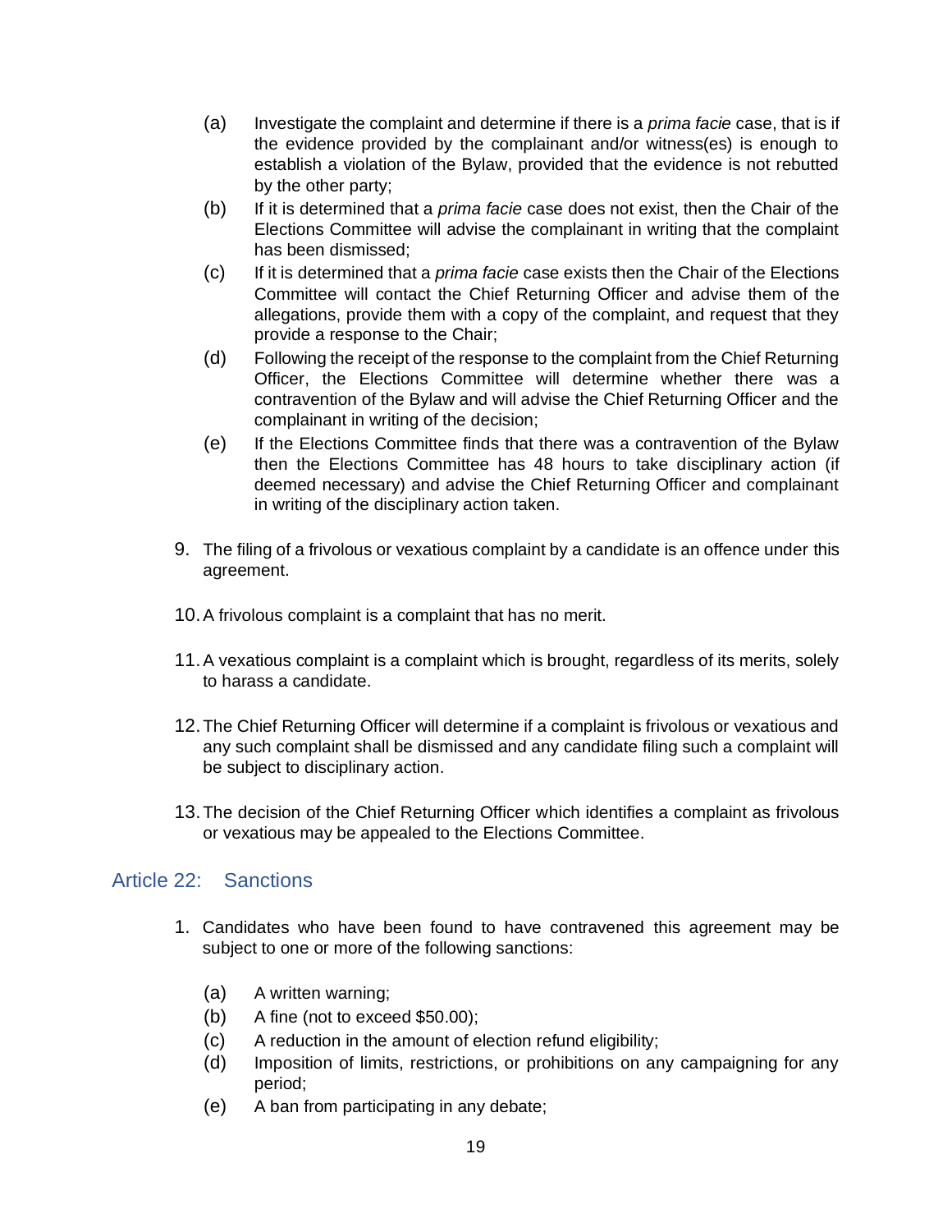(a) Investigate the complaint and determine if there is a *prima facie* case, that is if the evidence provided by the complainant and/or witness(es) is enough to establish a violation of the Bylaw, provided that the evidence is not rebutted by the other party;

(b) If it is determined that a *prima facie* case does not exist, then the Chair of the Elections Committee will advise the complainant in writing that the complaint has been dismissed;

(c) If it is determined that a *prima facie* case exists then the Chair of the Elections Committee will contact the Chief Returning Officer and advise them of the allegations, provide them with a copy of the complaint, and request that they provide a response to the Chair;

(d) Following the receipt of the response to the complaint from the Chief Returning Officer, the Elections Committee will determine whether there was a contravention of the Bylaw and will advise the Chief Returning Officer and the complainant in writing of the decision;

(e) If the Elections Committee finds that there was a contravention of the Bylaw then the Elections Committee has 48 hours to take disciplinary action (if deemed necessary) and advise the Chief Returning Officer and complainant in writing of the disciplinary action taken.

9. The filing of a frivolous or vexatious complaint by a candidate is an offence under this agreement.

10. A frivolous complaint is a complaint that has no merit.

11. A vexatious complaint is a complaint which is brought, regardless of its merits, solely to harass a candidate.

12. The Chief Returning Officer will determine if a complaint is frivolous or vexatious and any such complaint shall be dismissed and any candidate filing such a complaint will be subject to disciplinary action.

13. The decision of the Chief Returning Officer which identifies a complaint as frivolous or vexatious may be appealed to the Elections Committee.

## Article 22: Sanctions

1. Candidates who have been found to have contravened this agreement may be subject to one or more of the following sanctions:

   (a) A written warning;

   (b) A fine (not to exceed $50.00);

   (c) A reduction in the amount of election refund eligibility;

   (d) Imposition of limits, restrictions, or prohibitions on any campaigning for any period;

   (e) A ban from participating in any debate;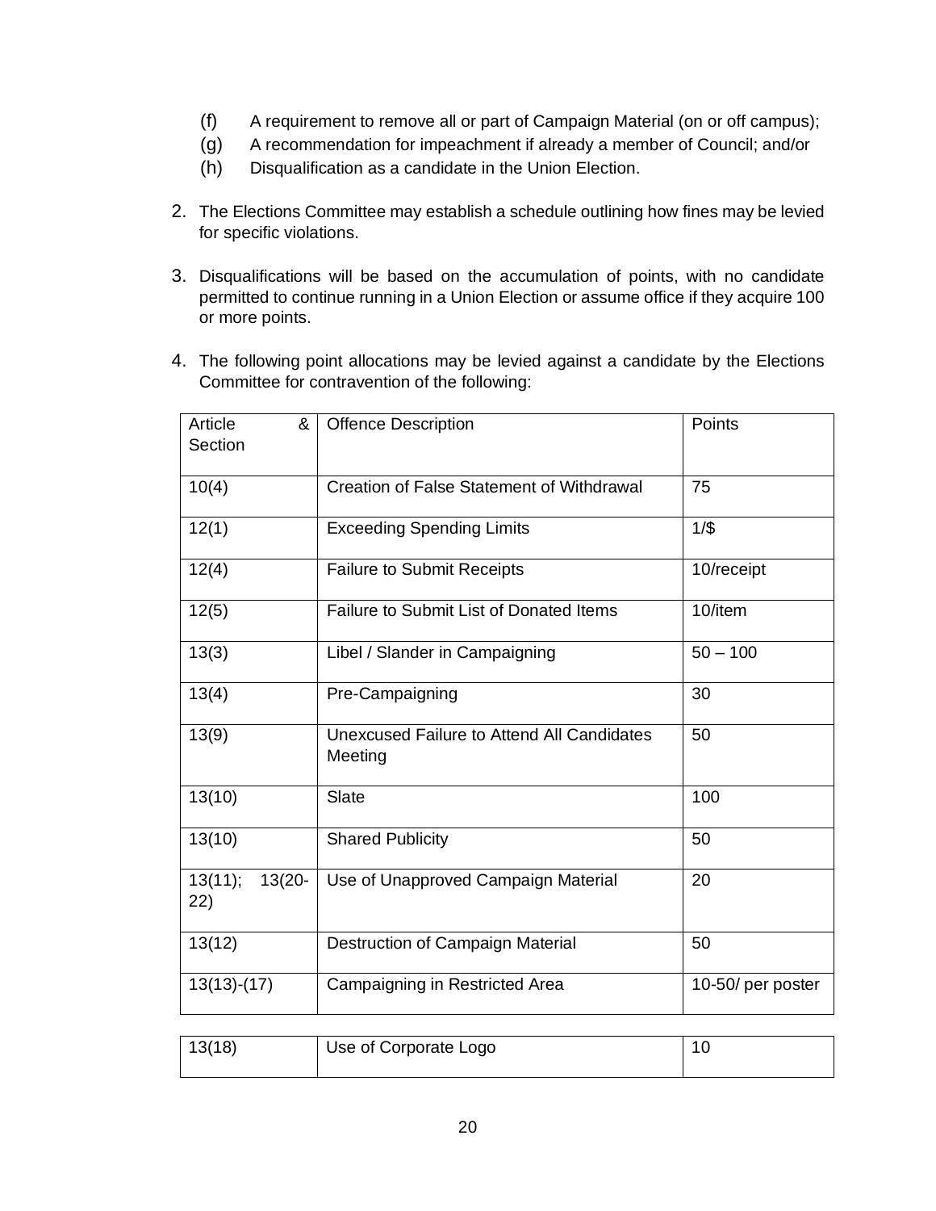(f) A requirement to remove all or part of Campaign Material (on or off campus);
(g) A recommendation for impeachment if already a member of Council; and/or
(h) Disqualification as a candidate in the Union Election.

2. The Elections Committee may establish a schedule outlining how fines may be levied for specific violations.

3. Disqualifications will be based on the accumulation of points, with no candidate permitted to continue running in a Union Election or assume office if they acquire 100 or more points.

4. The following point allocations may be levied against a candidate by the Elections Committee for contravention of the following:

| Article & Section | Offence Description | Points |
|---|---|---|
| 10(4) | Creation of False Statement of Withdrawal | 75 |
| 12(1) | Exceeding Spending Limits | 1/$ |
| 12(4) | Failure to Submit Receipts | 10/receipt |
| 12(5) | Failure to Submit List of Donated Items | 10/item |
| 13(3) | Libel / Slander in Campaigning | 50 – 100 |
| 13(4) | Pre-Campaigning | 30 |
| 13(9) | Unexcused Failure to Attend All Candidates Meeting | 50 |
| 13(10) | Slate | 100 |
| 13(10) | Shared Publicity | 50 |
| 13(11); 13(20-22) | Use of Unapproved Campaign Material | 20 |
| 13(12) | Destruction of Campaign Material | 50 |
| 13(13)-(17) | Campaigning in Restricted Area | 10-50/ per poster |
| 13(18) | Use of Corporate Logo | 10 |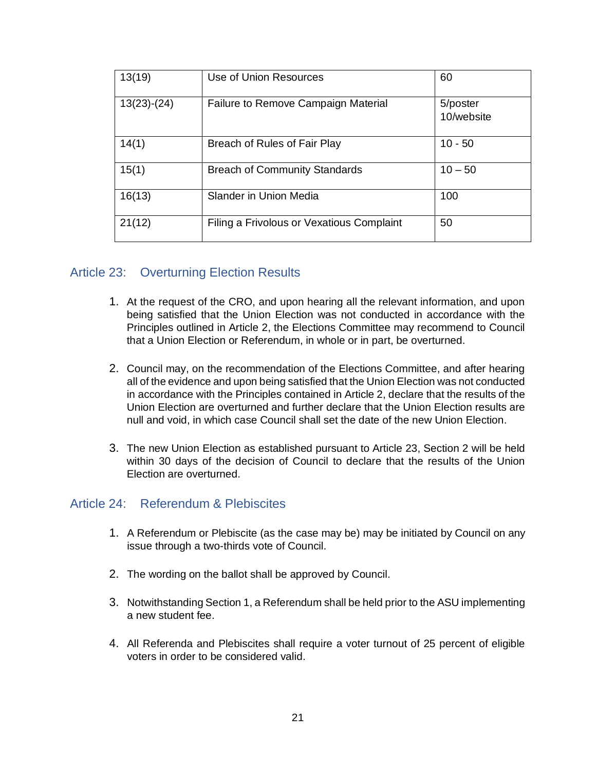| 13(19) | Use of Union Resources | 60 |
|---|---|---|
| 13(23)-(24) | Failure to Remove Campaign Material | 5/poster<br>10/website |
| 14(1) | Breach of Rules of Fair Play | 10 - 50 |
| 15(1) | Breach of Community Standards | 10 – 50 |
| 16(13) | Slander in Union Media | 100 |
| 21(12) | Filing a Frivolous or Vexatious Complaint | 50 |

## Article 23: Overturning Election Results

1. At the request of the CRO, and upon hearing all the relevant information, and upon being satisfied that the Union Election was not conducted in accordance with the Principles outlined in Article 2, the Elections Committee may recommend to Council that a Union Election or Referendum, in whole or in part, be overturned.

2. Council may, on the recommendation of the Elections Committee, and after hearing all of the evidence and upon being satisfied that the Union Election was not conducted in accordance with the Principles contained in Article 2, declare that the results of the Union Election are overturned and further declare that the Union Election results are null and void, in which case Council shall set the date of the new Union Election.

3. The new Union Election as established pursuant to Article 23, Section 2 will be held within 30 days of the decision of Council to declare that the results of the Union Election are overturned.

## Article 24: Referendum & Plebiscites

1. A Referendum or Plebiscite (as the case may be) may be initiated by Council on any issue through a two-thirds vote of Council.

2. The wording on the ballot shall be approved by Council.

3. Notwithstanding Section 1, a Referendum shall be held prior to the ASU implementing a new student fee.

4. All Referenda and Plebiscites shall require a voter turnout of 25 percent of eligible voters in order to be considered valid.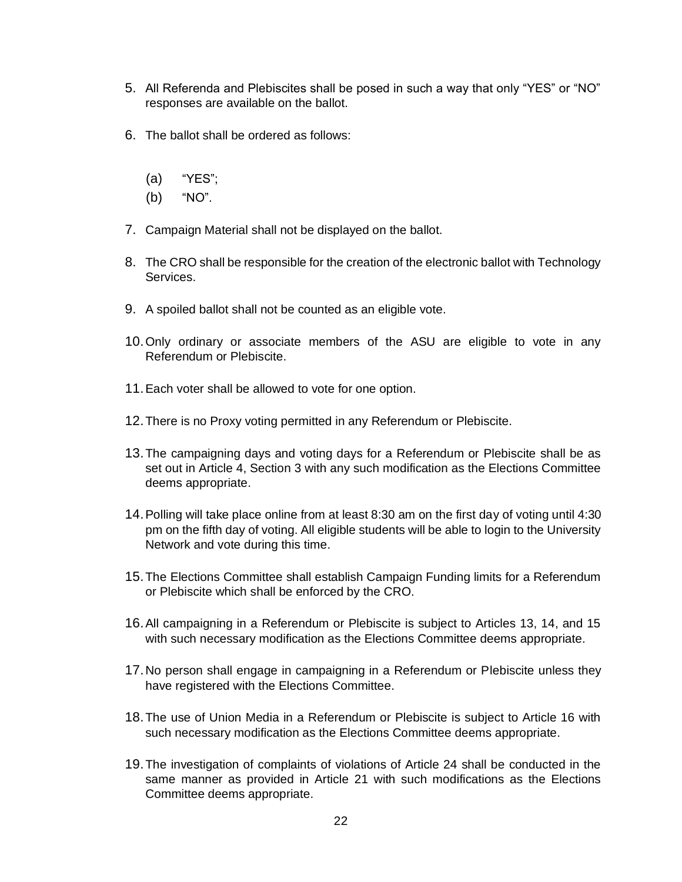5. All Referenda and Plebiscites shall be posed in such a way that only "YES" or "NO" responses are available on the ballot.

6. The ballot shall be ordered as follows:

   (a) "YES";
   (b) "NO".

7. Campaign Material shall not be displayed on the ballot.

8. The CRO shall be responsible for the creation of the electronic ballot with Technology Services.

9. A spoiled ballot shall not be counted as an eligible vote.

10. Only ordinary or associate members of the ASU are eligible to vote in any Referendum or Plebiscite.

11. Each voter shall be allowed to vote for one option.

12. There is no Proxy voting permitted in any Referendum or Plebiscite.

13. The campaigning days and voting days for a Referendum or Plebiscite shall be as set out in Article 4, Section 3 with any such modification as the Elections Committee deems appropriate.

14. Polling will take place online from at least 8:30 am on the first day of voting until 4:30 pm on the fifth day of voting. All eligible students will be able to login to the University Network and vote during this time.

15. The Elections Committee shall establish Campaign Funding limits for a Referendum or Plebiscite which shall be enforced by the CRO.

16. All campaigning in a Referendum or Plebiscite is subject to Articles 13, 14, and 15 with such necessary modification as the Elections Committee deems appropriate.

17. No person shall engage in campaigning in a Referendum or Plebiscite unless they have registered with the Elections Committee.

18. The use of Union Media in a Referendum or Plebiscite is subject to Article 16 with such necessary modification as the Elections Committee deems appropriate.

19. The investigation of complaints of violations of Article 24 shall be conducted in the same manner as provided in Article 21 with such modifications as the Elections Committee deems appropriate.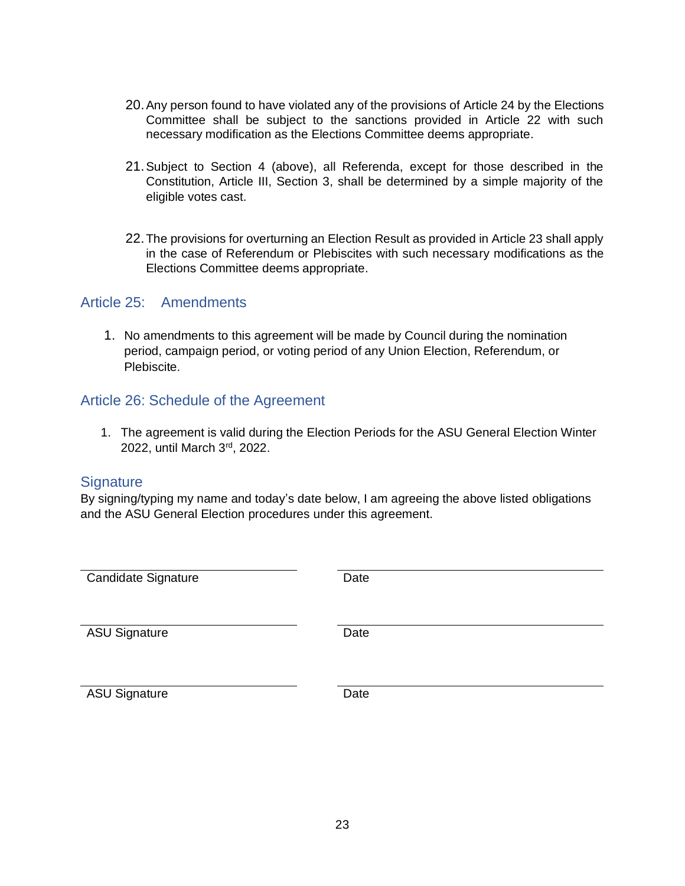20. Any person found to have violated any of the provisions of Article 24 by the Elections Committee shall be subject to the sanctions provided in Article 22 with such necessary modification as the Elections Committee deems appropriate.

21. Subject to Section 4 (above), all Referenda, except for those described in the Constitution, Article III, Section 3, shall be determined by a simple majority of the eligible votes cast.

22. The provisions for overturning an Election Result as provided in Article 23 shall apply in the case of Referendum or Plebiscites with such necessary modifications as the Elections Committee deems appropriate.

## Article 25: Amendments

1. No amendments to this agreement will be made by Council during the nomination period, campaign period, or voting period of any Union Election, Referendum, or Plebiscite.

## Article 26: Schedule of the Agreement

1. The agreement is valid during the Election Periods for the ASU General Election Winter 2022, until March 3rd, 2022.

## Signature

By signing/typing my name and today's date below, I am agreeing the above listed obligations and the ASU General Election procedures under this agreement.

| | |
|---|---|
| Candidate Signature | Date |
| ASU Signature | Date |
| ASU Signature | Date |